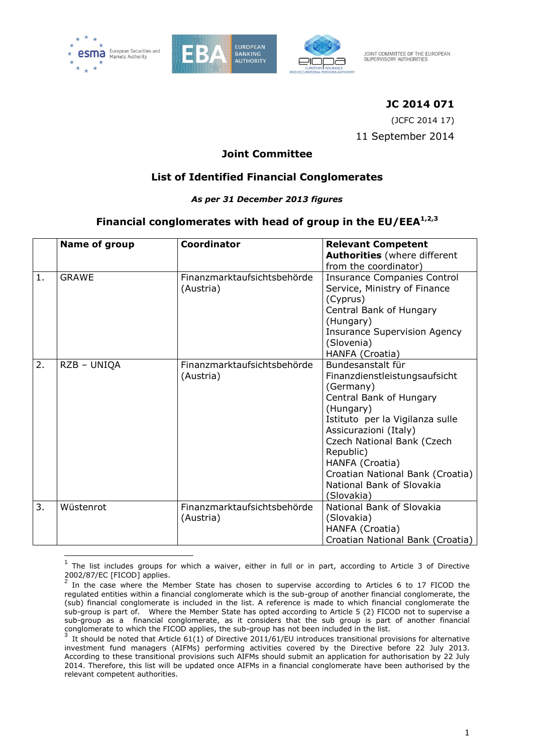JOINT COMMITTEE OF THE EUROPEAN SUPERVISORY AUTHORITIES

**JC 2014 071**

(JCFC 2014 17)

11 September 2014

## Joint Committee

## List of Identified Financial Conglomerates

***As per 31 December 2013 figures***

### Financial conglomerates with head of group in the EU/EEA[1,2,3]

| | Name of group | Coordinator | Relevant Competent Authorities (where different from the coordinator) |
|---|---|---|---|
| 1. | GRAWE | Finanzmarktaufsichtsbehörde (Austria) | Insurance Companies Control Service, Ministry of Finance (Cyprus)<br>Central Bank of Hungary (Hungary)<br>Insurance Supervision Agency (Slovenia)<br>HANFA (Croatia) |
| 2. | RZB – UNIQA | Finanzmarktaufsichtsbehörde (Austria) | Bundesanstalt für Finanzdienstleistungsaufsicht (Germany)<br>Central Bank of Hungary (Hungary)<br>Istituto per la Vigilanza sulle Assicurazioni (Italy)<br>Czech National Bank (Czech Republic)<br>HANFA (Croatia)<br>Croatian National Bank (Croatia)<br>National Bank of Slovakia (Slovakia) |
| 3. | Wüstenrot | Finanzmarktaufsichtsbehörde (Austria) | National Bank of Slovakia (Slovakia)<br>HANFA (Croatia)<br>Croatian National Bank (Croatia) |

[1] The list includes groups for which a waiver, either in full or in part, according to Article 3 of Directive 2002/87/EC [FICOD] applies.

[2] In the case where the Member State has chosen to supervise according to Articles 6 to 17 FICOD the regulated entities within a financial conglomerate which is the sub-group of another financial conglomerate, the (sub) financial conglomerate is included in the list. A reference is made to which financial conglomerate the sub-group is part of. Where the Member State has opted according to Article 5 (2) FICOD not to supervise a sub-group as a financial conglomerate, as it considers that the sub group is part of another financial conglomerate to which the FICOD applies, the sub-group has not been included in the list.

[3] It should be noted that Article 61(1) of Directive 2011/61/EU introduces transitional provisions for alternative investment fund managers (AIFMs) performing activities covered by the Directive before 22 July 2013. According to these transitional provisions such AIFMs should submit an application for authorisation by 22 July 2014. Therefore, this list will be updated once AIFMs in a financial conglomerate have been authorised by the relevant competent authorities.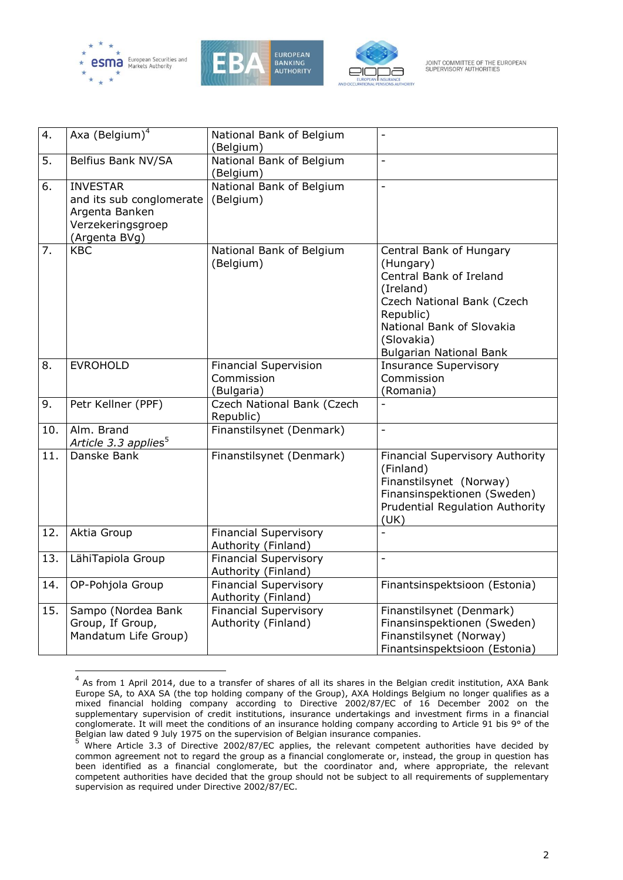| | | | |
|---|---|---|---|
| 4. | Axa (Belgium)[4] | National Bank of Belgium (Belgium) | - |
| 5. | Belfius Bank NV/SA | National Bank of Belgium (Belgium) | - |
| 6. | INVESTAR and its sub conglomerate Argenta Banken Verzekeringsgroep (Argenta BVg) | National Bank of Belgium (Belgium) | - |
| 7. | KBC | National Bank of Belgium (Belgium) | Central Bank of Hungary (Hungary)<br>Central Bank of Ireland (Ireland)<br>Czech National Bank (Czech Republic)<br>National Bank of Slovakia (Slovakia)<br>Bulgarian National Bank |
| 8. | EVROHOLD | Financial Supervision Commission (Bulgaria) | Insurance Supervisory Commission (Romania) |
| 9. | Petr Kellner (PPF) | Czech National Bank (Czech Republic) | - |
| 10. | Alm. Brand<br>*Article 3.3 applies*[5] | Finanstilsynet (Denmark) | - |
| 11. | Danske Bank | Finanstilsynet (Denmark) | Financial Supervisory Authority (Finland)<br>Finanstilsynet (Norway)<br>Finansinspektionen (Sweden)<br>Prudential Regulation Authority (UK) |
| 12. | Aktia Group | Financial Supervisory Authority (Finland) | - |
| 13. | LähiTapiola Group | Financial Supervisory Authority (Finland) | - |
| 14. | OP-Pohjola Group | Financial Supervisory Authority (Finland) | Finantsinspektsioon (Estonia) |
| 15. | Sampo (Nordea Bank Group, If Group, Mandatum Life Group) | Financial Supervisory Authority (Finland) | Finanstilsynet (Denmark)<br>Finansinspektionen (Sweden)<br>Finanstilsynet (Norway)<br>Finantsinspektsioon (Estonia) |

[4] As from 1 April 2014, due to a transfer of shares of all its shares in the Belgian credit institution, AXA Bank Europe SA, to AXA SA (the top holding company of the Group), AXA Holdings Belgium no longer qualifies as a mixed financial holding company according to Directive 2002/87/EC of 16 December 2002 on the supplementary supervision of credit institutions, insurance undertakings and investment firms in a financial conglomerate. It will meet the conditions of an insurance holding company according to Article 91 bis 9° of the Belgian law dated 9 July 1975 on the supervision of Belgian insurance companies.

[5] Where Article 3.3 of Directive 2002/87/EC applies, the relevant competent authorities have decided by common agreement not to regard the group as a financial conglomerate or, instead, the group in question has been identified as a financial conglomerate, but the coordinator and, where appropriate, the relevant competent authorities have decided that the group should not be subject to all requirements of supplementary supervision as required under Directive 2002/87/EC.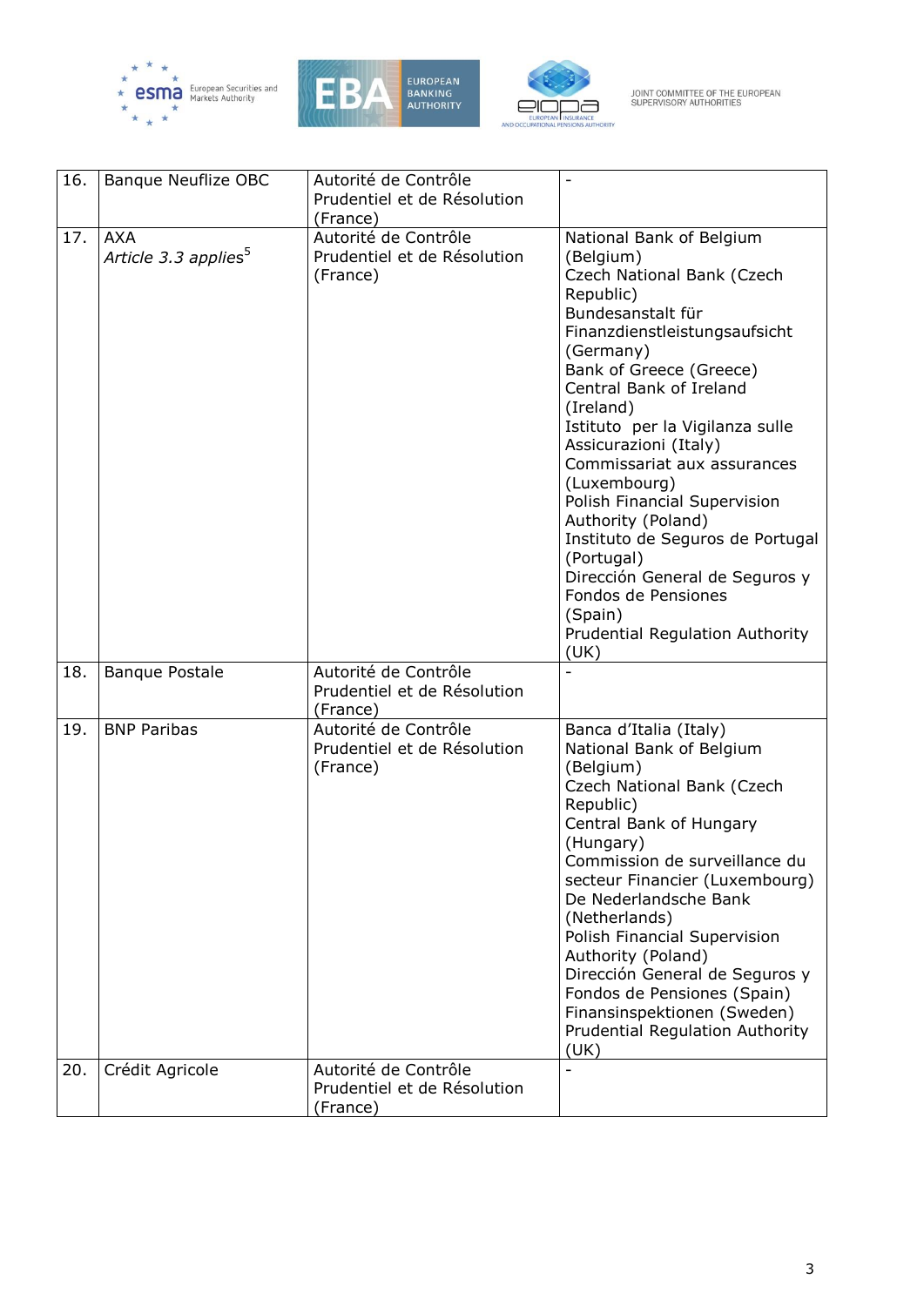| | | | |
|---|---|---|---|
| 16. | Banque Neuflize OBC | Autorité de Contrôle Prudentiel et de Résolution (France) | - |
| 17. | AXA *Article 3.3 applies*[5] | Autorité de Contrôle Prudentiel et de Résolution (France) | National Bank of Belgium (Belgium) Czech National Bank (Czech Republic) Bundesanstalt für Finanzdienstleistungsaufsicht (Germany) Bank of Greece (Greece) Central Bank of Ireland (Ireland) Istituto per la Vigilanza sulle Assicurazioni (Italy) Commissariat aux assurances (Luxembourg) Polish Financial Supervision Authority (Poland) Instituto de Seguros de Portugal (Portugal) Dirección General de Seguros y Fondos de Pensiones (Spain) Prudential Regulation Authority (UK) |
| 18. | Banque Postale | Autorité de Contrôle Prudentiel et de Résolution (France) | - |
| 19. | BNP Paribas | Autorité de Contrôle Prudentiel et de Résolution (France) | Banca d'Italia (Italy) National Bank of Belgium (Belgium) Czech National Bank (Czech Republic) Central Bank of Hungary (Hungary) Commission de surveillance du secteur Financier (Luxembourg) De Nederlandsche Bank (Netherlands) Polish Financial Supervision Authority (Poland) Dirección General de Seguros y Fondos de Pensiones (Spain) Finansinspektionen (Sweden) Prudential Regulation Authority (UK) |
| 20. | Crédit Agricole | Autorité de Contrôle Prudentiel et de Résolution (France) | - |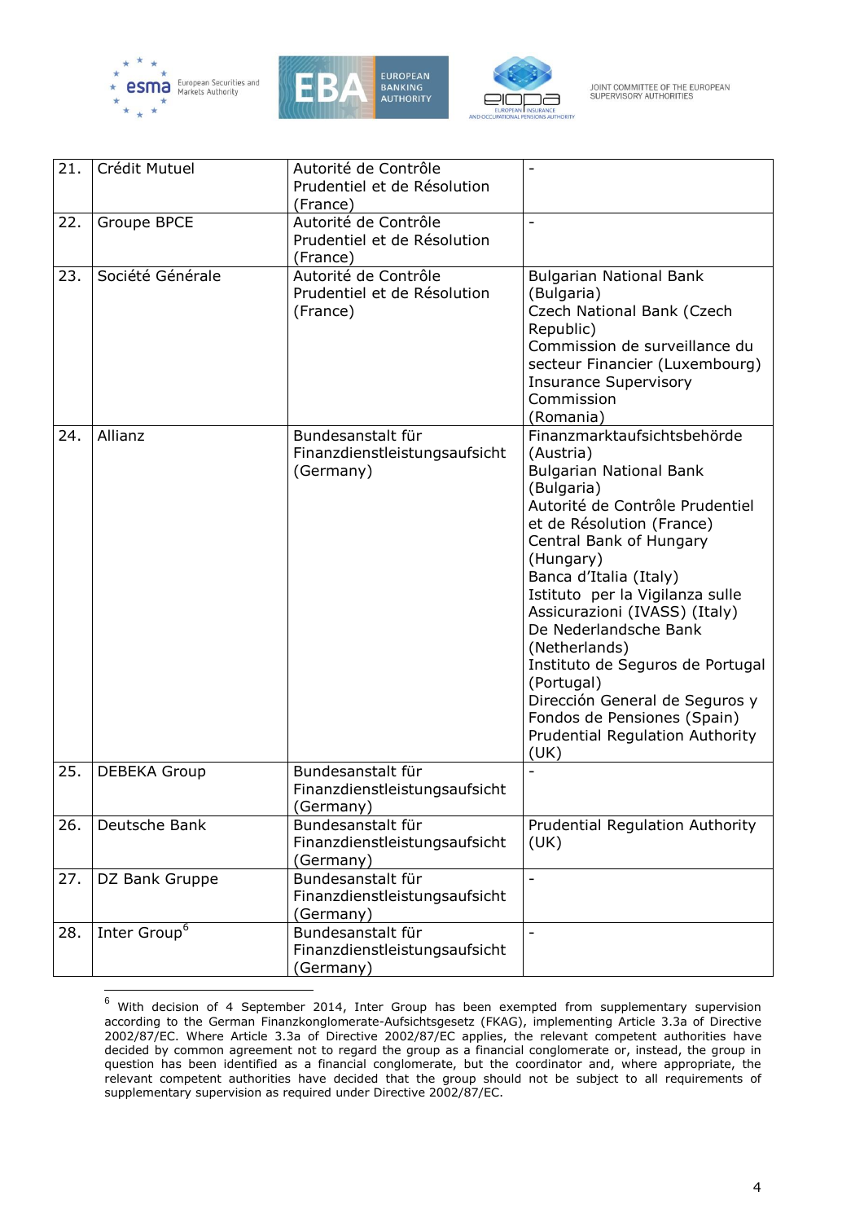| | | | |
|---|---|---|---|
| 21. | Crédit Mutuel | Autorité de Contrôle Prudentiel et de Résolution (France) | - |
| 22. | Groupe BPCE | Autorité de Contrôle Prudentiel et de Résolution (France) | - |
| 23. | Société Générale | Autorité de Contrôle Prudentiel et de Résolution (France) | Bulgarian National Bank (Bulgaria)<br>Czech National Bank (Czech Republic)<br>Commission de surveillance du secteur Financier (Luxembourg)<br>Insurance Supervisory Commission (Romania) |
| 24. | Allianz | Bundesanstalt für Finanzdienstleistungsaufsicht (Germany) | Finanzmarktaufsichtsbehörde (Austria)<br>Bulgarian National Bank (Bulgaria)<br>Autorité de Contrôle Prudentiel et de Résolution (France)<br>Central Bank of Hungary (Hungary)<br>Banca d'Italia (Italy)<br>Istituto per la Vigilanza sulle Assicurazioni (IVASS) (Italy)<br>De Nederlandsche Bank (Netherlands)<br>Instituto de Seguros de Portugal (Portugal)<br>Dirección General de Seguros y Fondos de Pensiones (Spain)<br>Prudential Regulation Authority (UK) |
| 25. | DEBEKA Group | Bundesanstalt für Finanzdienstleistungsaufsicht (Germany) | - |
| 26. | Deutsche Bank | Bundesanstalt für Finanzdienstleistungsaufsicht (Germany) | Prudential Regulation Authority (UK) |
| 27. | DZ Bank Gruppe | Bundesanstalt für Finanzdienstleistungsaufsicht (Germany) | - |
| 28. | Inter Group[6] | Bundesanstalt für Finanzdienstleistungsaufsicht (Germany) | - |

[6] With decision of 4 September 2014, Inter Group has been exempted from supplementary supervision according to the German Finanzkonglomerate-Aufsichtsgesetz (FKAG), implementing Article 3.3a of Directive 2002/87/EC. Where Article 3.3a of Directive 2002/87/EC applies, the relevant competent authorities have decided by common agreement not to regard the group as a financial conglomerate or, instead, the group in question has been identified as a financial conglomerate, but the coordinator and, where appropriate, the relevant competent authorities have decided that the group should not be subject to all requirements of supplementary supervision as required under Directive 2002/87/EC.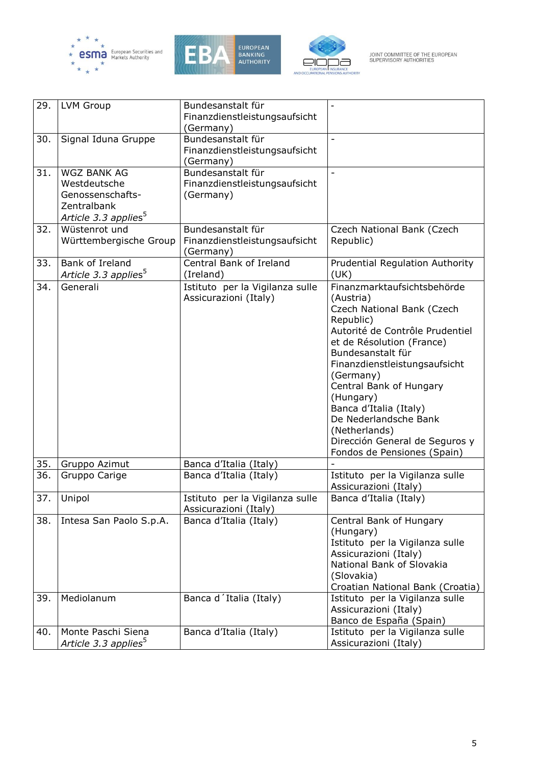| 29. | LVM Group | Bundesanstalt für Finanzdienstleistungsaufsicht (Germany) | - |
|---|---|---|---|
| 30. | Signal Iduna Gruppe | Bundesanstalt für Finanzdienstleistungsaufsicht (Germany) | - |
| 31. | WGZ BANK AG Westdeutsche Genossenschafts-Zentralbank *Article 3.3 applies*[5] | Bundesanstalt für Finanzdienstleistungsaufsicht (Germany) | - |
| 32. | Wüstenrot und Württembergische Group | Bundesanstalt für Finanzdienstleistungsaufsicht (Germany) | Czech National Bank (Czech Republic) |
| 33. | Bank of Ireland *Article 3.3 applies*[5] | Central Bank of Ireland (Ireland) | Prudential Regulation Authority (UK) |
| 34. | Generali | Istituto per la Vigilanza sulle Assicurazioni (Italy) | Finanzmarktaufsichtsbehörde (Austria)<br>Czech National Bank (Czech Republic)<br>Autorité de Contrôle Prudentiel et de Résolution (France)<br>Bundesanstalt für Finanzdienstleistungsaufsicht (Germany)<br>Central Bank of Hungary (Hungary)<br>Banca d'Italia (Italy)<br>De Nederlandsche Bank (Netherlands)<br>Dirección General de Seguros y Fondos de Pensiones (Spain) |
| 35. | Gruppo Azimut | Banca d'Italia (Italy) | - |
| 36. | Gruppo Carige | Banca d'Italia (Italy) | Istituto per la Vigilanza sulle Assicurazioni (Italy) |
| 37. | Unipol | Istituto per la Vigilanza sulle Assicurazioni (Italy) | Banca d'Italia (Italy) |
| 38. | Intesa San Paolo S.p.A. | Banca d'Italia (Italy) | Central Bank of Hungary (Hungary)<br>Istituto per la Vigilanza sulle Assicurazioni (Italy)<br>National Bank of Slovakia (Slovakia)<br>Croatian National Bank (Croatia) |
| 39. | Mediolanum | Banca d´Italia (Italy) | Istituto per la Vigilanza sulle Assicurazioni (Italy)<br>Banco de España (Spain) |
| 40. | Monte Paschi Siena *Article 3.3 applies*[5] | Banca d'Italia (Italy) | Istituto per la Vigilanza sulle Assicurazioni (Italy) |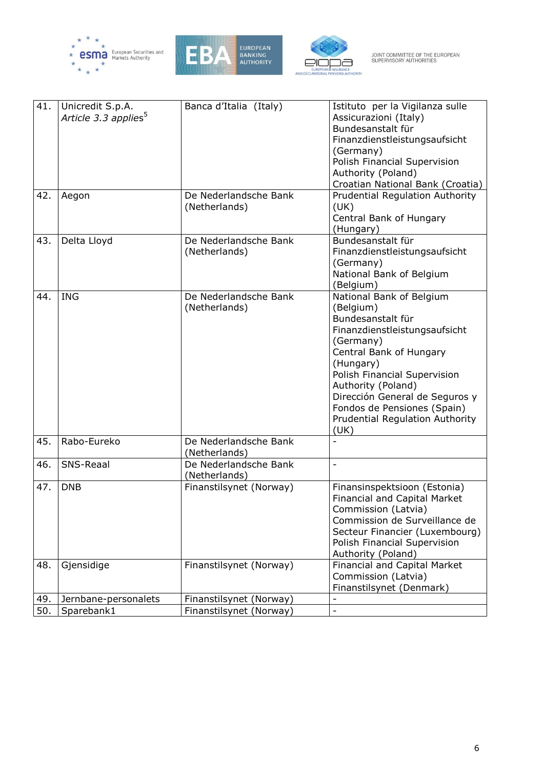| 41. | Unicredit S.p.A. *Article 3.3 applies*[5] | Banca d'Italia (Italy) | Istituto per la Vigilanza sulle Assicurazioni (Italy) Bundesanstalt für Finanzdienstleistungsaufsicht (Germany) Polish Financial Supervision Authority (Poland) Croatian National Bank (Croatia) |
|---|---|---|---|
| 42. | Aegon | De Nederlandsche Bank (Netherlands) | Prudential Regulation Authority (UK) Central Bank of Hungary (Hungary) |
| 43. | Delta Lloyd | De Nederlandsche Bank (Netherlands) | Bundesanstalt für Finanzdienstleistungsaufsicht (Germany) National Bank of Belgium (Belgium) |
| 44. | ING | De Nederlandsche Bank (Netherlands) | National Bank of Belgium (Belgium) Bundesanstalt für Finanzdienstleistungsaufsicht (Germany) Central Bank of Hungary (Hungary) Polish Financial Supervision Authority (Poland) Dirección General de Seguros y Fondos de Pensiones (Spain) Prudential Regulation Authority (UK) |
| 45. | Rabo-Eureko | De Nederlandsche Bank (Netherlands) | - |
| 46. | SNS-Reaal | De Nederlandsche Bank (Netherlands) | - |
| 47. | DNB | Finanstilsynet (Norway) | Finansinspektsioon (Estonia) Financial and Capital Market Commission (Latvia) Commission de Surveillance de Secteur Financier (Luxembourg) Polish Financial Supervision Authority (Poland) |
| 48. | Gjensidige | Finanstilsynet (Norway) | Financial and Capital Market Commission (Latvia) Finanstilsynet (Denmark) |
| 49. | Jernbane-personalets | Finanstilsynet (Norway) | - |
| 50. | Sparebank1 | Finanstilsynet (Norway) | - |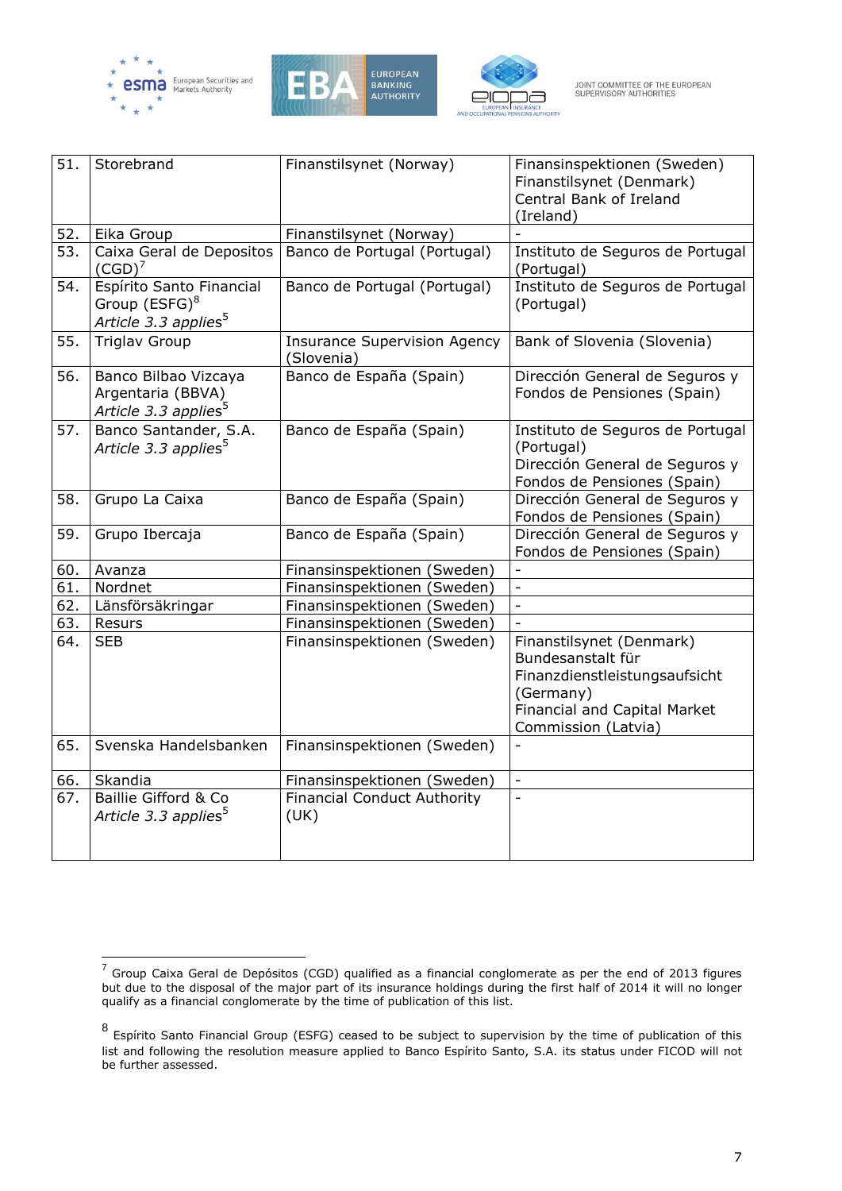| 51. | Storebrand | Finanstilsynet (Norway) | Finansinspektionen (Sweden) Finanstilsynet (Denmark) Central Bank of Ireland (Ireland) |
|---|---|---|---|
| 52. | Eika Group | Finanstilsynet (Norway) | - |
| 53. | Caixa Geral de Depositos (CGD)[7] | Banco de Portugal (Portugal) | Instituto de Seguros de Portugal (Portugal) |
| 54. | Espírito Santo Financial Group (ESFG)[8] *Article 3.3 applies*[5] | Banco de Portugal (Portugal) | Instituto de Seguros de Portugal (Portugal) |
| 55. | Triglav Group | Insurance Supervision Agency (Slovenia) | Bank of Slovenia (Slovenia) |
| 56. | Banco Bilbao Vizcaya Argentaria (BBVA) *Article 3.3 applies*[5] | Banco de España (Spain) | Dirección General de Seguros y Fondos de Pensiones (Spain) |
| 57. | Banco Santander, S.A. *Article 3.3 applies*[5] | Banco de España (Spain) | Instituto de Seguros de Portugal (Portugal) Dirección General de Seguros y Fondos de Pensiones (Spain) |
| 58. | Grupo La Caixa | Banco de España (Spain) | Dirección General de Seguros y Fondos de Pensiones (Spain) |
| 59. | Grupo Ibercaja | Banco de España (Spain) | Dirección General de Seguros y Fondos de Pensiones (Spain) |
| 60. | Avanza | Finansinspektionen (Sweden) | - |
| 61. | Nordnet | Finansinspektionen (Sweden) | - |
| 62. | Länsförsäkringar | Finansinspektionen (Sweden) | - |
| 63. | Resurs | Finansinspektionen (Sweden) | - |
| 64. | SEB | Finansinspektionen (Sweden) | Finanstilsynet (Denmark) Bundesanstalt für Finanzdienstleistungsaufsicht (Germany) Financial and Capital Market Commission (Latvia) |
| 65. | Svenska Handelsbanken | Finansinspektionen (Sweden) | - |
| 66. | Skandia | Finansinspektionen (Sweden) | - |
| 67. | Baillie Gifford & Co *Article 3.3 applies*[5] | Financial Conduct Authority (UK) | - |

[7] Group Caixa Geral de Depósitos (CGD) qualified as a financial conglomerate as per the end of 2013 figures but due to the disposal of the major part of its insurance holdings during the first half of 2014 it will no longer qualify as a financial conglomerate by the time of publication of this list.

[8] Espírito Santo Financial Group (ESFG) ceased to be subject to supervision by the time of publication of this list and following the resolution measure applied to Banco Espírito Santo, S.A. its status under FICOD will not be further assessed.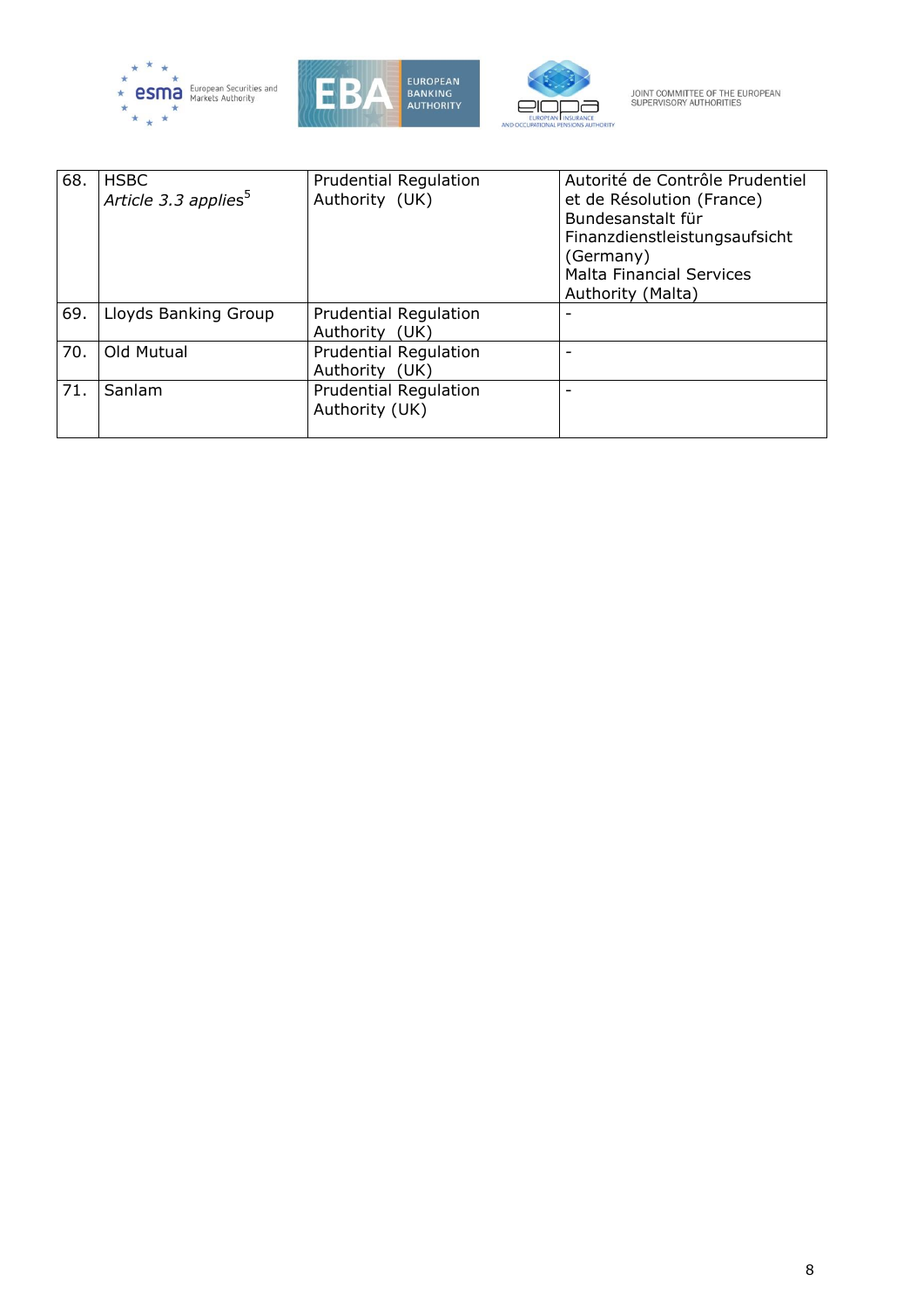| 68. | HSBC<br>*Article 3.3 applies*[5] | Prudential Regulation Authority (UK) | Autorité de Contrôle Prudentiel et de Résolution (France)<br>Bundesanstalt für Finanzdienstleistungsaufsicht (Germany)<br>Malta Financial Services Authority (Malta) |
|---|---|---|---|
| 69. | Lloyds Banking Group | Prudential Regulation Authority (UK) | - |
| 70. | Old Mutual | Prudential Regulation Authority (UK) | - |
| 71. | Sanlam | Prudential Regulation Authority (UK) | - |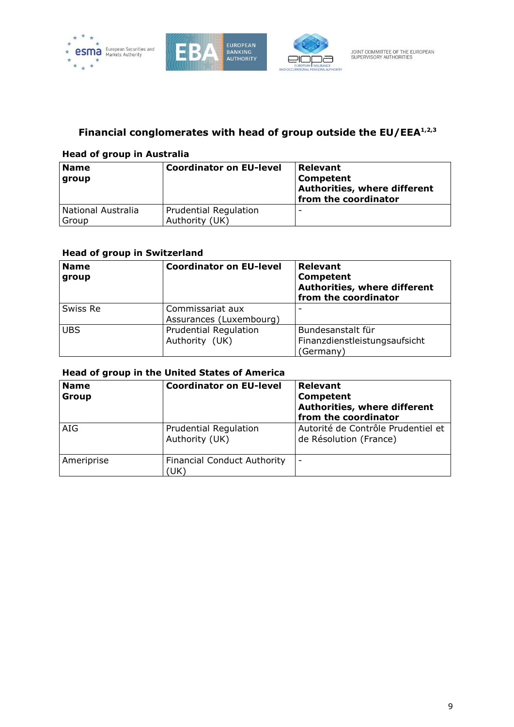## Financial conglomerates with head of group outside the EU/EEA[1,2,3]

### Head of group in Australia

| Name group | Coordinator on EU-level | Relevant Competent Authorities, where different from the coordinator |
|---|---|---|
| National Australia Group | Prudential Regulation Authority (UK) | - |

### Head of group in Switzerland

| Name group | Coordinator on EU-level | Relevant Competent Authorities, where different from the coordinator |
|---|---|---|
| Swiss Re | Commissariat aux Assurances (Luxembourg) | - |
| UBS | Prudential Regulation Authority (UK) | Bundesanstalt für Finanzdienstleistungsaufsicht (Germany) |

### Head of group in the United States of America

| Name Group | Coordinator on EU-level | Relevant Competent Authorities, where different from the coordinator |
|---|---|---|
| AIG | Prudential Regulation Authority (UK) | Autorité de Contrôle Prudentiel et de Résolution (France) |
| Ameriprise | Financial Conduct Authority (UK) | - |